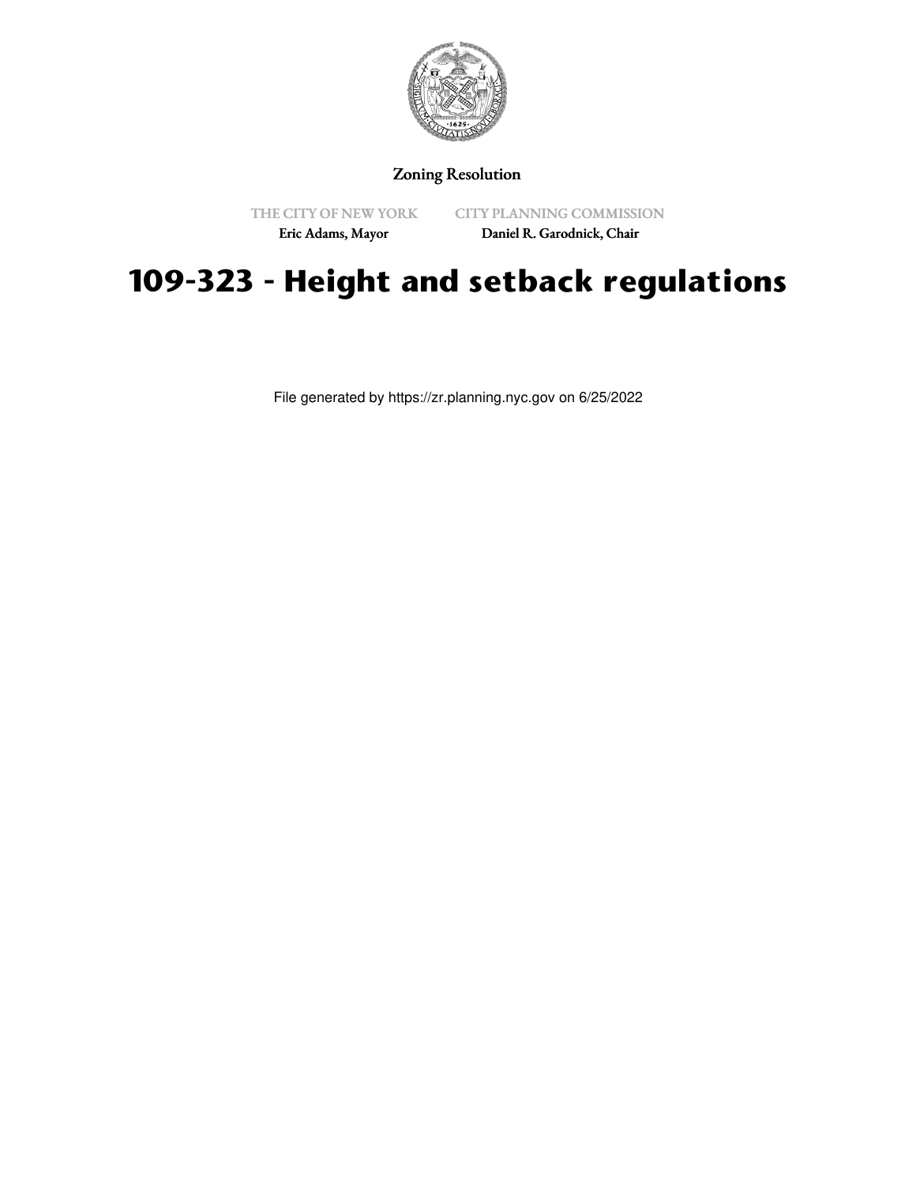Zoning Resolution

THE CITY OF NEW YORK
Eric Adams, Mayor

CITY PLANNING COMMISSION
Daniel R. Garodnick, Chair

# 109-323 - Height and setback regulations

File generated by https://zr.planning.nyc.gov on 6/25/2022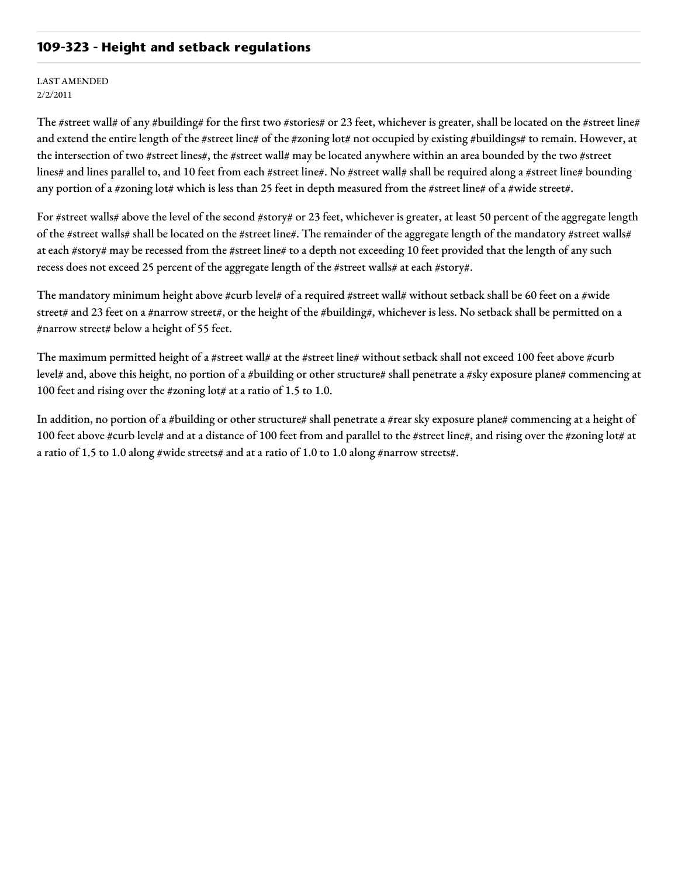## 109-323 - Height and setback regulations

LAST AMENDED
2/2/2011

The #street wall# of any #building# for the first two #stories# or 23 feet, whichever is greater, shall be located on the #street line# and extend the entire length of the #street line# of the #zoning lot# not occupied by existing #buildings# to remain. However, at the intersection of two #street lines#, the #street wall# may be located anywhere within an area bounded by the two #street lines# and lines parallel to, and 10 feet from each #street line#. No #street wall# shall be required along a #street line# bounding any portion of a #zoning lot# which is less than 25 feet in depth measured from the #street line# of a #wide street#.

For #street walls# above the level of the second #story# or 23 feet, whichever is greater, at least 50 percent of the aggregate length of the #street walls# shall be located on the #street line#. The remainder of the aggregate length of the mandatory #street walls# at each #story# may be recessed from the #street line# to a depth not exceeding 10 feet provided that the length of any such recess does not exceed 25 percent of the aggregate length of the #street walls# at each #story#.

The mandatory minimum height above #curb level# of a required #street wall# without setback shall be 60 feet on a #wide street# and 23 feet on a #narrow street#, or the height of the #building#, whichever is less. No setback shall be permitted on a #narrow street# below a height of 55 feet.

The maximum permitted height of a #street wall# at the #street line# without setback shall not exceed 100 feet above #curb level# and, above this height, no portion of a #building or other structure# shall penetrate a #sky exposure plane# commencing at 100 feet and rising over the #zoning lot# at a ratio of 1.5 to 1.0.

In addition, no portion of a #building or other structure# shall penetrate a #rear sky exposure plane# commencing at a height of 100 feet above #curb level# and at a distance of 100 feet from and parallel to the #street line#, and rising over the #zoning lot# at a ratio of 1.5 to 1.0 along #wide streets# and at a ratio of 1.0 to 1.0 along #narrow streets#.